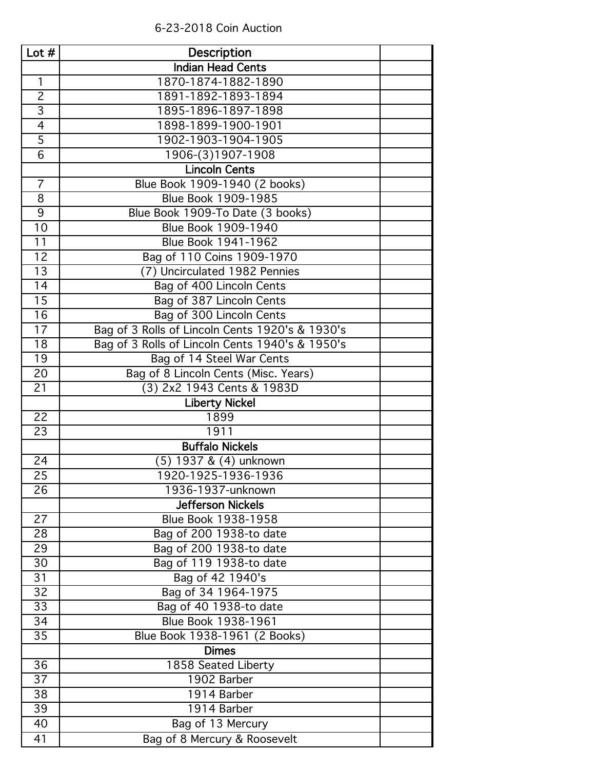6-23-2018 Coin Auction

| Lot # | Description | |
|---|---|---|
| | **Indian Head Cents** | |
| 1 | 1870-1874-1882-1890 | |
| 2 | 1891-1892-1893-1894 | |
| 3 | 1895-1896-1897-1898 | |
| 4 | 1898-1899-1900-1901 | |
| 5 | 1902-1903-1904-1905 | |
| 6 | 1906-(3)1907-1908 | |
| | **Lincoln Cents** | |
| 7 | Blue Book 1909-1940 (2 books) | |
| 8 | Blue Book 1909-1985 | |
| 9 | Blue Book 1909-To Date (3 books) | |
| 10 | Blue Book 1909-1940 | |
| 11 | Blue Book 1941-1962 | |
| 12 | Bag of 110 Coins 1909-1970 | |
| 13 | (7) Uncirculated 1982 Pennies | |
| 14 | Bag of 400 Lincoln Cents | |
| 15 | Bag of 387 Lincoln Cents | |
| 16 | Bag of 300 Lincoln Cents | |
| 17 | Bag of 3 Rolls of Lincoln Cents 1920's & 1930's | |
| 18 | Bag of 3 Rolls of Lincoln Cents 1940's & 1950's | |
| 19 | Bag of 14 Steel War Cents | |
| 20 | Bag of 8 Lincoln Cents (Misc. Years) | |
| 21 | (3) 2x2 1943 Cents & 1983D | |
| | **Liberty Nickel** | |
| 22 | 1899 | |
| 23 | 1911 | |
| | **Buffalo Nickels** | |
| 24 | (5) 1937 & (4) unknown | |
| 25 | 1920-1925-1936-1936 | |
| 26 | 1936-1937-unknown | |
| | **Jefferson Nickels** | |
| 27 | Blue Book 1938-1958 | |
| 28 | Bag of 200 1938-to date | |
| 29 | Bag of 200 1938-to date | |
| 30 | Bag of 119 1938-to date | |
| 31 | Bag of 42 1940's | |
| 32 | Bag of 34 1964-1975 | |
| 33 | Bag of 40 1938-to date | |
| 34 | Blue Book 1938-1961 | |
| 35 | Blue Book 1938-1961 (2 Books) | |
| | **Dimes** | |
| 36 | 1858 Seated Liberty | |
| 37 | 1902 Barber | |
| 38 | 1914 Barber | |
| 39 | 1914 Barber | |
| 40 | Bag of 13 Mercury | |
| 41 | Bag of 8 Mercury & Roosevelt | |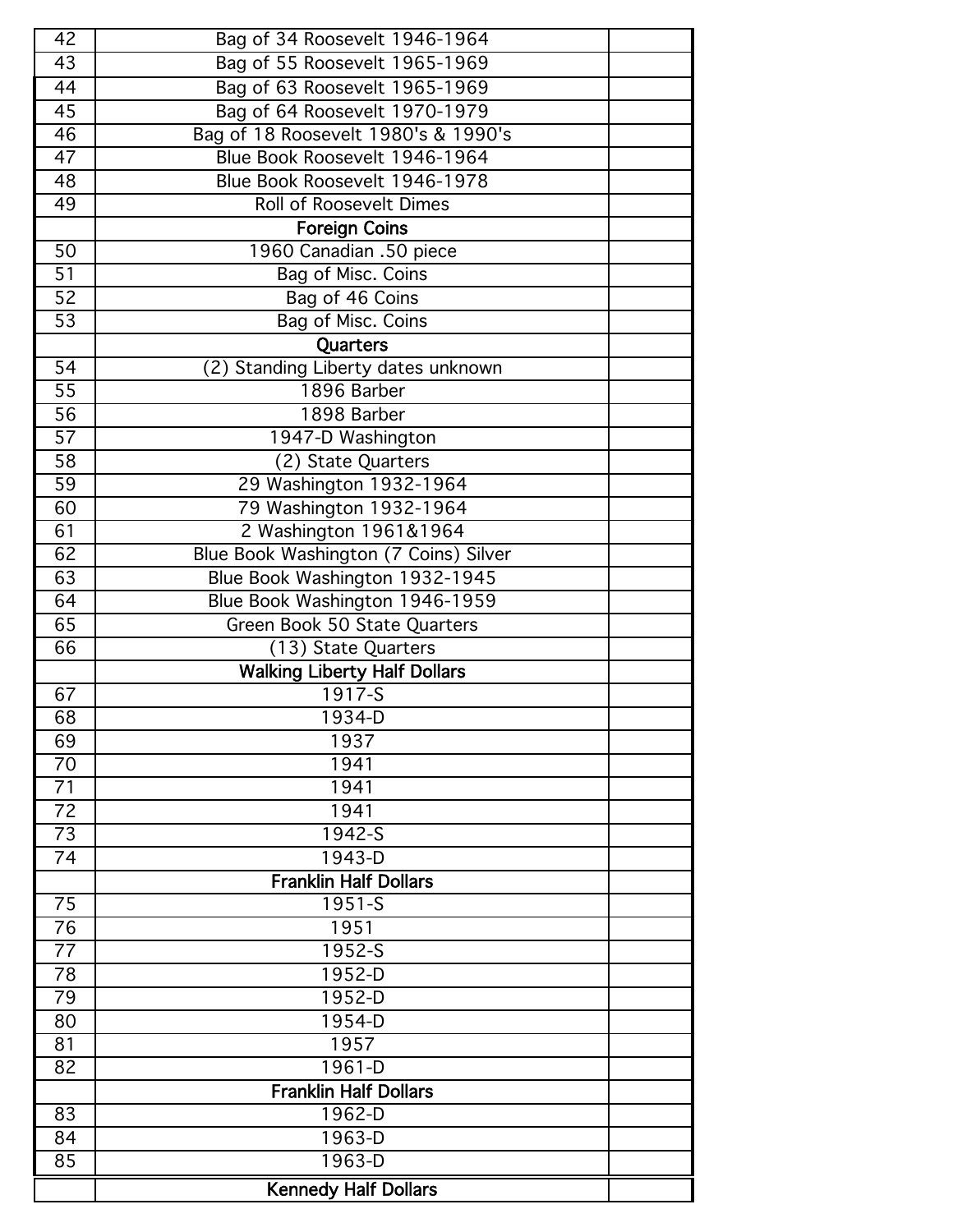| | | |
|---|---|---|
| 42 | Bag of 34 Roosevelt 1946-1964 | |
| 43 | Bag of 55 Roosevelt 1965-1969 | |
| 44 | Bag of 63 Roosevelt 1965-1969 | |
| 45 | Bag of 64 Roosevelt 1970-1979 | |
| 46 | Bag of 18 Roosevelt 1980's & 1990's | |
| 47 | Blue Book Roosevelt 1946-1964 | |
| 48 | Blue Book Roosevelt 1946-1978 | |
| 49 | Roll of Roosevelt Dimes | |
| | **Foreign Coins** | |
| 50 | 1960 Canadian .50 piece | |
| 51 | Bag of Misc. Coins | |
| 52 | Bag of 46 Coins | |
| 53 | Bag of Misc. Coins | |
| | **Quarters** | |
| 54 | (2) Standing Liberty dates unknown | |
| 55 | 1896 Barber | |
| 56 | 1898 Barber | |
| 57 | 1947-D Washington | |
| 58 | (2) State Quarters | |
| 59 | 29 Washington 1932-1964 | |
| 60 | 79 Washington 1932-1964 | |
| 61 | 2 Washington 1961&1964 | |
| 62 | Blue Book Washington (7 Coins) Silver | |
| 63 | Blue Book Washington 1932-1945 | |
| 64 | Blue Book Washington 1946-1959 | |
| 65 | Green Book 50 State Quarters | |
| 66 | (13) State Quarters | |
| | **Walking Liberty Half Dollars** | |
| 67 | 1917-S | |
| 68 | 1934-D | |
| 69 | 1937 | |
| 70 | 1941 | |
| 71 | 1941 | |
| 72 | 1941 | |
| 73 | 1942-S | |
| 74 | 1943-D | |
| | **Franklin Half Dollars** | |
| 75 | 1951-S | |
| 76 | 1951 | |
| 77 | 1952-S | |
| 78 | 1952-D | |
| 79 | 1952-D | |
| 80 | 1954-D | |
| 81 | 1957 | |
| 82 | 1961-D | |
| | **Franklin Half Dollars** | |
| 83 | 1962-D | |
| 84 | 1963-D | |
| 85 | 1963-D | |
| | **Kennedy Half Dollars** | |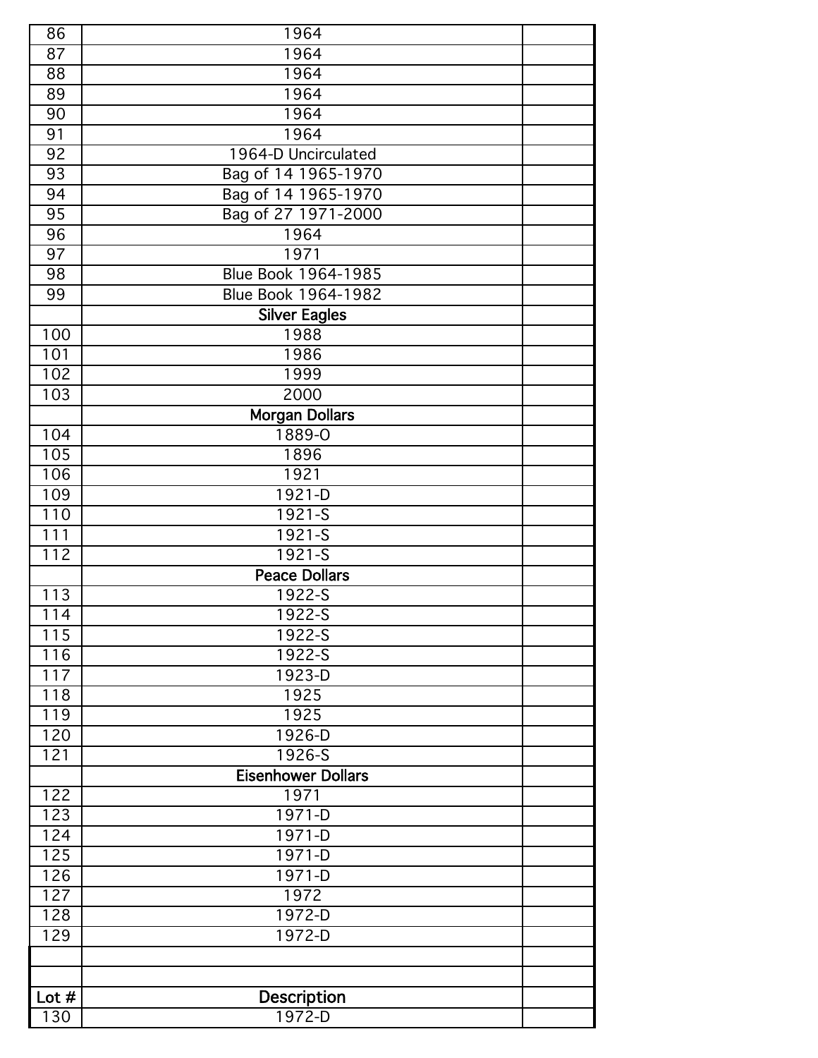| 86 | 1964 | |
|---|---|---|
| 87 | 1964 | |
| 88 | 1964 | |
| 89 | 1964 | |
| 90 | 1964 | |
| 91 | 1964 | |
| 92 | 1964-D Uncirculated | |
| 93 | Bag of 14 1965-1970 | |
| 94 | Bag of 14 1965-1970 | |
| 95 | Bag of 27 1971-2000 | |
| 96 | 1964 | |
| 97 | 1971 | |
| 98 | Blue Book 1964-1985 | |
| 99 | Blue Book 1964-1982 | |
| | **Silver Eagles** | |
| 100 | 1988 | |
| 101 | 1986 | |
| 102 | 1999 | |
| 103 | 2000 | |
| | **Morgan Dollars** | |
| 104 | 1889-O | |
| 105 | 1896 | |
| 106 | 1921 | |
| 109 | 1921-D | |
| 110 | 1921-S | |
| 111 | 1921-S | |
| 112 | 1921-S | |
| | **Peace Dollars** | |
| 113 | 1922-S | |
| 114 | 1922-S | |
| 115 | 1922-S | |
| 116 | 1922-S | |
| 117 | 1923-D | |
| 118 | 1925 | |
| 119 | 1925 | |
| 120 | 1926-D | |
| 121 | 1926-S | |
| | **Eisenhower Dollars** | |
| 122 | 1971 | |
| 123 | 1971-D | |
| 124 | 1971-D | |
| 125 | 1971-D | |
| 126 | 1971-D | |
| 127 | 1972 | |
| 128 | 1972-D | |
| 129 | 1972-D | |
| | | |
| | | |
| **Lot #** | **Description** | |
| 130 | 1972-D | |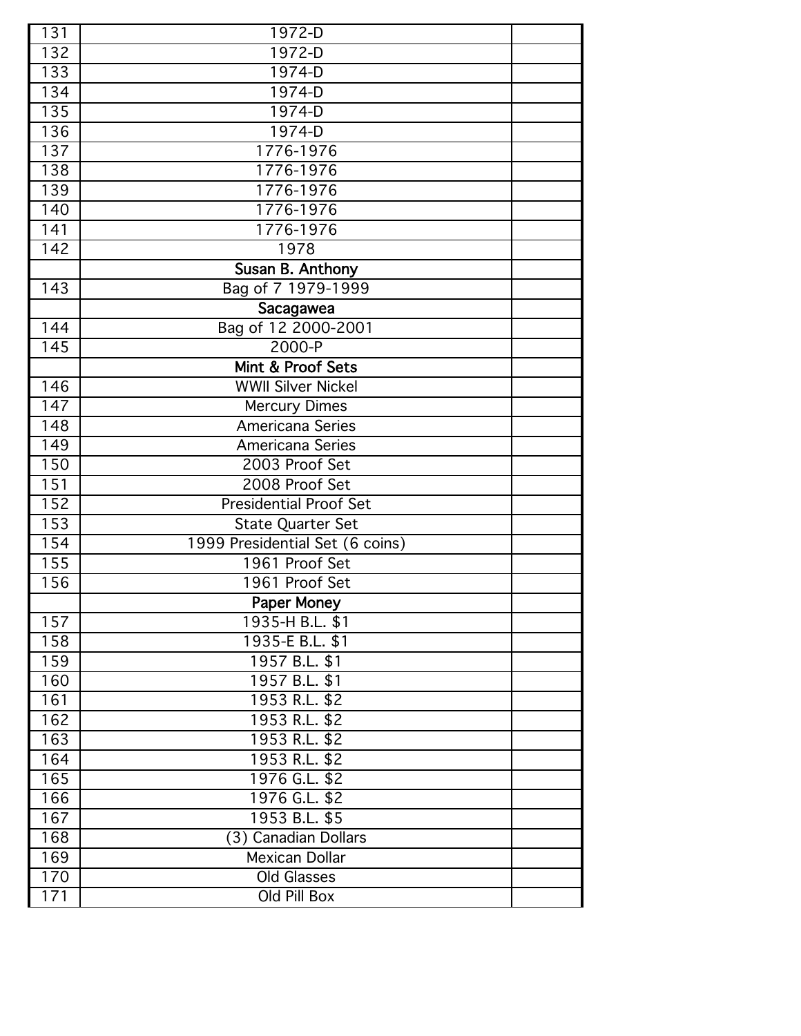| | | |
|---|---|---|
| 131 | 1972-D | |
| 132 | 1972-D | |
| 133 | 1974-D | |
| 134 | 1974-D | |
| 135 | 1974-D | |
| 136 | 1974-D | |
| 137 | 1776-1976 | |
| 138 | 1776-1976 | |
| 139 | 1776-1976 | |
| 140 | 1776-1976 | |
| 141 | 1776-1976 | |
| 142 | 1978 | |
| | **Susan B. Anthony** | |
| 143 | Bag of 7 1979-1999 | |
| | **Sacagawea** | |
| 144 | Bag of 12 2000-2001 | |
| 145 | 2000-P | |
| | **Mint & Proof Sets** | |
| 146 | WWII Silver Nickel | |
| 147 | Mercury Dimes | |
| 148 | Americana Series | |
| 149 | Americana Series | |
| 150 | 2003 Proof Set | |
| 151 | 2008 Proof Set | |
| 152 | Presidential Proof Set | |
| 153 | State Quarter Set | |
| 154 | 1999 Presidential Set (6 coins) | |
| 155 | 1961 Proof Set | |
| 156 | 1961 Proof Set | |
| | **Paper Money** | |
| 157 | 1935-H B.L. $1 | |
| 158 | 1935-E B.L. $1 | |
| 159 | 1957 B.L. $1 | |
| 160 | 1957 B.L. $1 | |
| 161 | 1953 R.L. $2 | |
| 162 | 1953 R.L. $2 | |
| 163 | 1953 R.L. $2 | |
| 164 | 1953 R.L. $2 | |
| 165 | 1976 G.L. $2 | |
| 166 | 1976 G.L. $2 | |
| 167 | 1953 B.L. $5 | |
| 168 | (3) Canadian Dollars | |
| 169 | Mexican Dollar | |
| 170 | Old Glasses | |
| 171 | Old Pill Box | |